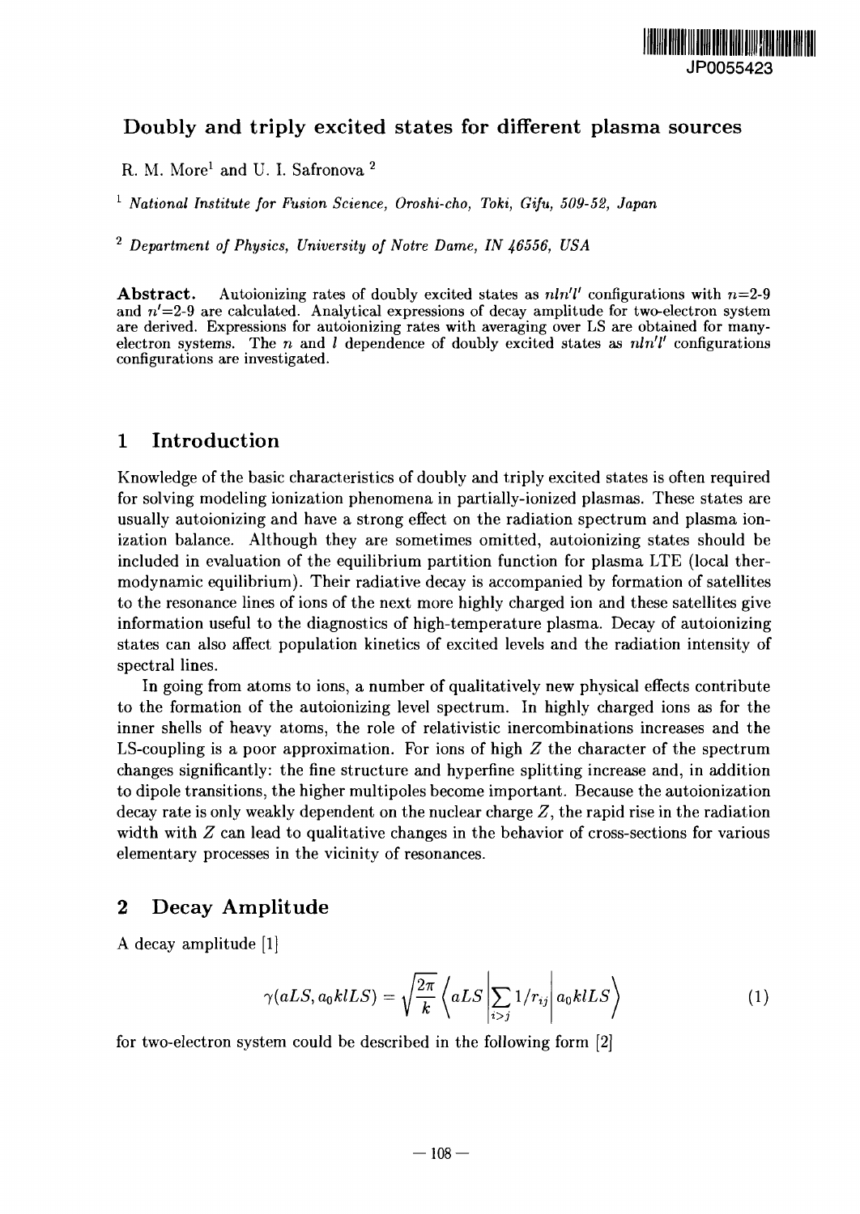JP0055423

## Doubly and triply excited states for different plasma sources

R. M. More[1] and U. I. Safronova [2]

[1] *National Institute for Fusion Science, Oroshi-cho, Toki, Gifu, 509-52, Japan*

[2] *Department of Physics, University of Notre Dame, IN 46556, USA*

**Abstract.** Autoionizing rates of doubly excited states as $nln'l'$ configurations with $n$=2-9 and $n'$=2-9 are calculated. Analytical expressions of decay amplitude for two-electron system are derived. Expressions for autoionizing rates with averaging over LS are obtained for many-electron systems. The $n$ and $l$ dependence of doubly excited states as $nln'l'$ configurations configurations are investigated.

# 1 Introduction

Knowledge of the basic characteristics of doubly and triply excited states is often required for solving modeling ionization phenomena in partially-ionized plasmas. These states are usually autoionizing and have a strong effect on the radiation spectrum and plasma ionization balance. Although they are sometimes omitted, autoionizing states should be included in evaluation of the equilibrium partition function for plasma LTE (local thermodynamic equilibrium). Their radiative decay is accompanied by formation of satellites to the resonance lines of ions of the next more highly charged ion and these satellites give information useful to the diagnostics of high-temperature plasma. Decay of autoionizing states can also affect population kinetics of excited levels and the radiation intensity of spectral lines.

In going from atoms to ions, a number of qualitatively new physical effects contribute to the formation of the autoionizing level spectrum. In highly charged ions as for the inner shells of heavy atoms, the role of relativistic inercombinations increases and the LS-coupling is a poor approximation. For ions of high $Z$ the character of the spectrum changes significantly: the fine structure and hyperfine splitting increase and, in addition to dipole transitions, the higher multipoles become important. Because the autoionization decay rate is only weakly dependent on the nuclear charge $Z$, the rapid rise in the radiation width with $Z$ can lead to qualitative changes in the behavior of cross-sections for various elementary processes in the vicinity of resonances.

# 2 Decay Amplitude

A decay amplitude [1]

$$\gamma(aLS, a_0klLS) = \sqrt{\frac{2\pi}{k}} \left\langle aLS \left| \sum_{i>j} 1/r_{ij} \right| a_0klLS \right\rangle \tag{1}$$

for two-electron system could be described in the following form [2]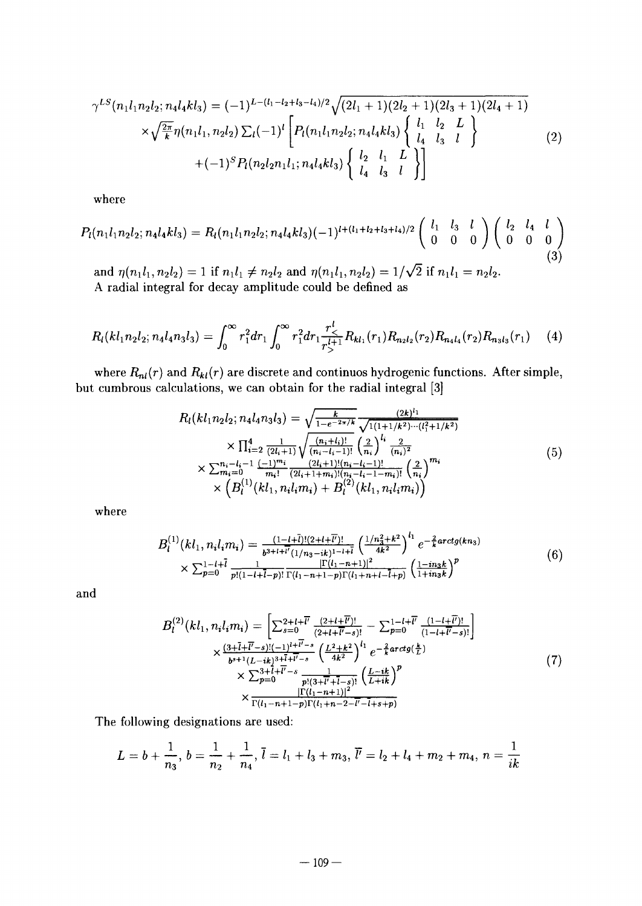$$
\begin{array}{c}
\gamma^{LS}(n_1l_1n_2l_2;n_4l_4kl_3) = (-1)^{L-(l_1-l_2+l_3-l_4)/2}\sqrt{(2l_1+1)(2l_2+1)(2l_3+1)(2l_4+1)} \\
\times\sqrt{\frac{2\pi}{k}}\eta(n_1l_1,n_2l_2)\sum_l(-1)^l\left[P_l(n_1l_1n_2l_2;n_4l_4kl_3)\left\{\begin{array}{ccc} l_1 & l_2 & L \\ l_4 & l_3 & l \end{array}\right\}\right. \\
\left.+(-1)^S P_l(n_2l_2n_1l_1;n_4l_4kl_3)\left\{\begin{array}{ccc} l_2 & l_1 & L \\ l_4 & l_3 & l \end{array}\right\}\right]
\end{array} \quad (2)
$$

where

$$
P_l(n_1l_1n_2l_2;n_4l_4kl_3) = R_l(n_1l_1n_2l_2;n_4l_4kl_3)(-1)^{l+(l_1+l_2+l_3+l_4)/2}\left(\begin{array}{ccc} l_1 & l_3 & l \\ 0 & 0 & 0 \end{array}\right)\left(\begin{array}{ccc} l_2 & l_4 & l \\ 0 & 0 & 0 \end{array}\right) \quad (3)
$$

and $\eta(n_1l_1,n_2l_2)=1$ if $n_1l_1 \neq n_2l_2$ and $\eta(n_1l_1,n_2l_2)=1/\sqrt{2}$ if $n_1l_1=n_2l_2$.

A radial integral for decay amplitude could be defined as

$$
R_l(kl_1n_2l_2;n_4l_4n_3l_3) = \int_0^\infty r_1^2dr_1\int_0^\infty r_1^2dr_1\frac{r_<^l}{r_>^{l+1}}R_{kl_1}(r_1)R_{n_2l_2}(r_2)R_{n_4l_4}(r_2)R_{n_3l_3}(r_1) \quad (4)
$$

where $R_{nl}(r)$ and $R_{kl}(r)$ are discrete and continuos hydrogenic functions. After simple, but cumbrous calculations, we can obtain for the radial integral [3]

$$
\begin{array}{c}
R_l(kl_1n_2l_2;n_4l_4n_3l_3) = \sqrt{\frac{k}{1-e^{-2\pi/k}}}\frac{(2k)^{l_1}}{\sqrt{1(1+1/k^2)\cdots(l_1^2+1/k^2)}} \\
\times\prod_{i=2}^4\frac{1}{(2l_i+1)}\sqrt{\frac{(n_i+l_i)!}{(n_i-l_i-1)!}}\left(\frac{2}{n_i}\right)^{l_i}\frac{2}{(n_i)^2} \\
\times\sum_{m_i=0}^{n_i-l_i-1}\frac{(-1)^{m_i}}{m_i!}\frac{(2l_i+1)!(n_i-l_i-1)!}{(2l_i+1+m_i)!(n_i-l_i-1-m_i)!}\left(\frac{2}{n_i}\right)^{m_i} \\
\times\left(B_l^{(1)}(kl_1,n_il_im_i)+B_l^{(2)}(kl_1,n_il_im_i)\right)
\end{array} \quad (5)
$$

where

$$
\begin{array}{c}
B_l^{(1)}(kl_1,n_il_im_i) = \frac{(1-l+\bar{l})!(2+l+\bar{l}')!}{b^{3+l+\bar{l}'}(1/n_3-ik)^{1-l+\bar{l}}}\left(\frac{1/n_3^2+k^2}{4k^2}\right)^{l_1}e^{-\frac{2}{k}arctg(kn_3)} \\
\times\sum_{p=0}^{1-l+\bar{l}}\frac{1}{p!(1-l+\bar{l}-p)!}\frac{|\Gamma(l_1-n+1)|^2}{\Gamma(l_1-n+1-p)\Gamma(l_1+n+l-\bar{l}+p)}\left(\frac{1-in_3k}{1+in_3k}\right)^p
\end{array} \quad (6)
$$

and

$$
\begin{array}{c}
B_l^{(2)}(kl_1,n_il_im_i) = \left[\sum_{s=0}^{2+l+\bar{l}'}\frac{(2+l+\bar{l}')!}{(2+l+\bar{l}'-s)!} - \sum_{p=0}^{1-l+\bar{l}'}\frac{(1-l+\bar{l}')!}{(1-l+\bar{l}'-s)!}\right] \\
\times\frac{(3+\bar{l}+\bar{l}'-s)!(-1)^{l+\bar{l}'-s}}{b^{s+1}(L-ik)^{3+\bar{l}+\bar{l}'-s}}\left(\frac{L^2+k^2}{4k^2}\right)^{l_1}e^{-\frac{2}{k}arctg(\frac{k}{L})} \\
\times\sum_{p=0}^{3+\bar{l}+\bar{l}'-s}\frac{1}{p!(3+\bar{l}'+\bar{l}-s)!}\left(\frac{L-ik}{L+ik}\right)^p \\
\times\frac{|\Gamma(l_1-n+1)|^2}{\Gamma(l_1-n+1-p)\Gamma(l_1+n-2-\bar{l}'-\bar{l}+s+p)}
\end{array} \quad (7)
$$

The following designations are used:

$$
L = b+\frac{1}{n_3},\; b = \frac{1}{n_2}+\frac{1}{n_4},\; \bar{l} = l_1+l_3+m_3,\; \bar{l}' = l_2+l_4+m_2+m_4,\; n = \frac{1}{ik}
$$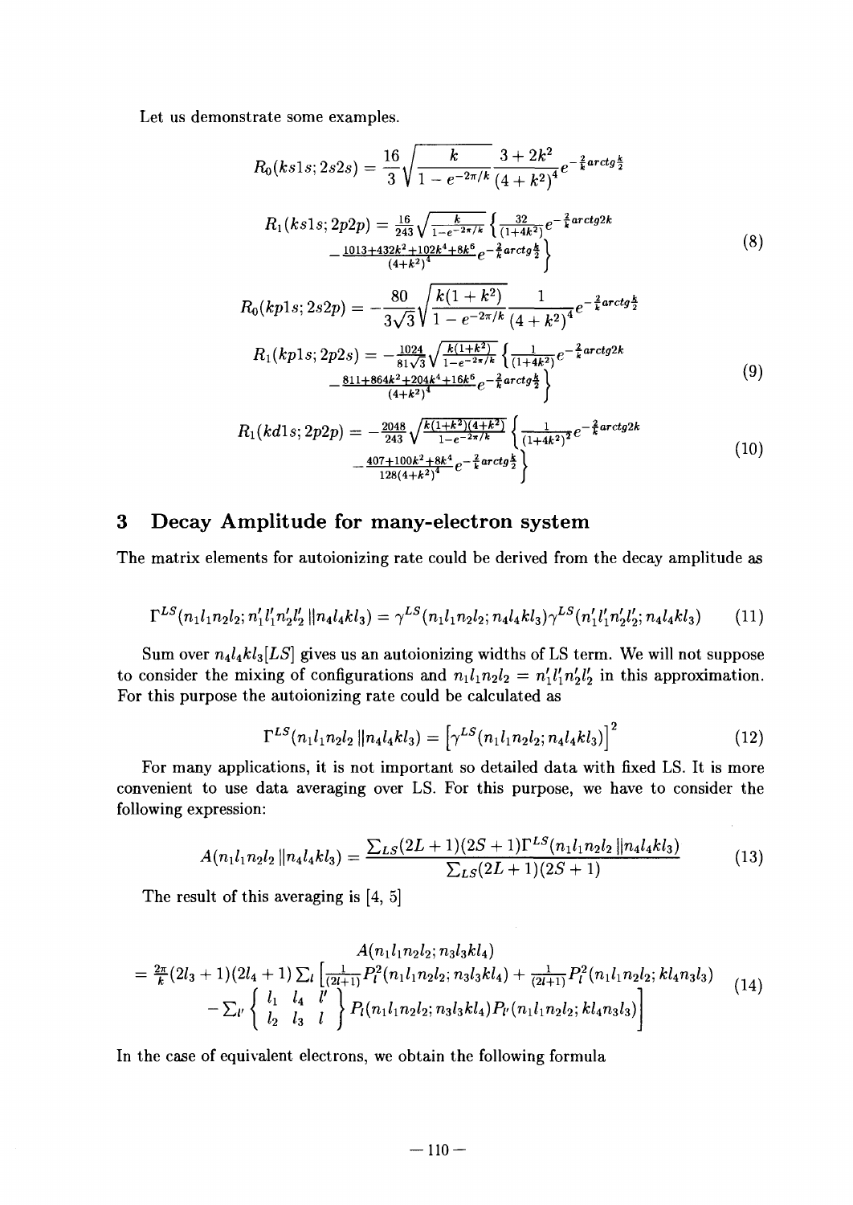Let us demonstrate some examples.

$$R_0(ks1s;2s2s) = \frac{16}{3}\sqrt{\frac{k}{1-e^{-2\pi/k}}}\frac{3+2k^2}{(4+k^2)^4}e^{-\frac{2}{k}arctg\frac{k}{2}}$$

$$\begin{aligned} R_1(ks1s;2p2p) = \tfrac{16}{243}\sqrt{\tfrac{k}{1-e^{-2\pi/k}}}\Big\{ & \tfrac{32}{(1+4k^2)}e^{-\frac{2}{k}arctg2k} \\ & - \tfrac{1013+432k^2+102k^4+8k^6}{(4+k^2)^4}e^{-\frac{2}{k}arctg\frac{k}{2}}\Big\} \end{aligned} \tag{8}$$

$$R_0(kp1s;2s2p) = -\frac{80}{3\sqrt{3}}\sqrt{\frac{k(1+k^2)}{1-e^{-2\pi/k}}}\frac{1}{(4+k^2)^4}e^{-\frac{2}{k}arctg\frac{k}{2}}$$

$$\begin{aligned} R_1(kp1s;2p2s) = -\tfrac{1024}{81\sqrt{3}}\sqrt{\tfrac{k(1+k^2)}{1-e^{-2\pi/k}}}\Big\{ & \tfrac{1}{(1+4k^2)}e^{-\frac{2}{k}arctg2k} \\ & - \tfrac{811+864k^2+204k^4+16k^6}{(4+k^2)^4}e^{-\frac{2}{k}arctg\frac{k}{2}}\Big\} \end{aligned} \tag{9}$$

$$\begin{aligned} R_1(kd1s;2p2p) = -\tfrac{2048}{243}\sqrt{\tfrac{k(1+k^2)(4+k^2)}{1-e^{-2\pi/k}}}\Big\{ & \tfrac{1}{(1+4k^2)^2}e^{-\frac{2}{k}arctg2k} \\ & - \tfrac{407+100k^2+8k^4}{128(4+k^2)^4}e^{-\frac{2}{k}arctg\frac{k}{2}}\Big\} \end{aligned} \tag{10}$$

## 3 Decay Amplitude for many-electron system

The matrix elements for autoionizing rate could be derived from the decay amplitude as

$$\Gamma^{LS}(n_1l_1n_2l_2;n_1'l_1'n_2'l_2'\,\|n_4l_4kl_3) = \gamma^{LS}(n_1l_1n_2l_2;n_4l_4kl_3)\gamma^{LS}(n_1'l_1'n_2'l_2';n_4l_4kl_3) \tag{11}$$

Sum over $n_4l_4kl_3[LS]$ gives us an autoionizing widths of LS term. We will not suppose to consider the mixing of configurations and $n_1l_1n_2l_2 = n_1'l_1'n_2'l_2'$ in this approximation. For this purpose the autoionizing rate could be calculated as

$$\Gamma^{LS}(n_1l_1n_2l_2\,\|n_4l_4kl_3) = \left[\gamma^{LS}(n_1l_1n_2l_2;n_4l_4kl_3)\right]^2 \tag{12}$$

For many applications, it is not important so detailed data with fixed LS. It is more convenient to use data averaging over LS. For this purpose, we have to consider the following expression:

$$A(n_1l_1n_2l_2\,\|n_4l_4kl_3) = \frac{\sum_{LS}(2L+1)(2S+1)\Gamma^{LS}(n_1l_1n_2l_2\,\|n_4l_4kl_3)}{\sum_{LS}(2L+1)(2S+1)} \tag{13}$$

The result of this averaging is [4, 5]

$$\begin{aligned} & A(n_1l_1n_2l_2;n_3l_3kl_4) \\ & = \tfrac{2\pi}{k}(2l_3+1)(2l_4+1)\sum_l\Big[\tfrac{1}{(2l+1)}P_l^2(n_1l_1n_2l_2;n_3l_3kl_4) + \tfrac{1}{(2l+1)}P_l^2(n_1l_1n_2l_2;kl_4n_3l_3) \\ & \quad - \sum_{l'}\left\{\begin{array}{ccc} l_1 & l_4 & l' \\ l_2 & l_3 & l \end{array}\right\}P_l(n_1l_1n_2l_2;n_3l_3kl_4)P_{l'}(n_1l_1n_2l_2;kl_4n_3l_3)\Big] \end{aligned} \tag{14}$$

In the case of equivalent electrons, we obtain the following formula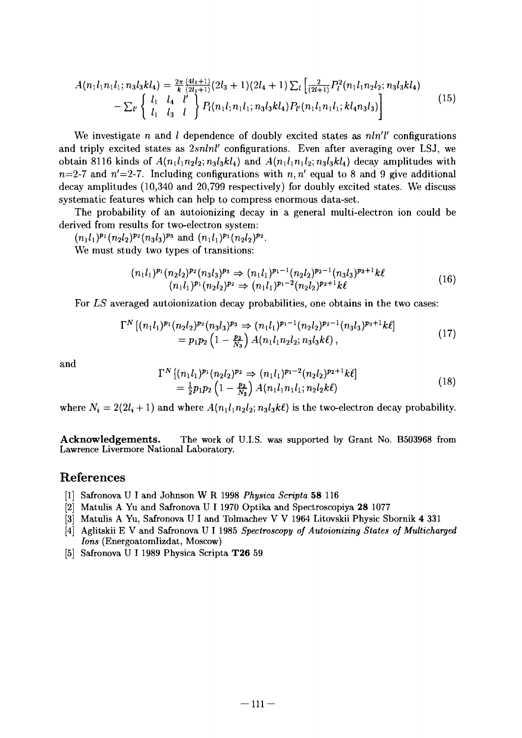$$
\begin{aligned}
A(n_1l_1n_1l_1;n_3l_3kl_4) = \tfrac{2\pi}{k}\tfrac{(4l_1+1)}{(2l_1+1)}(2l_3+1)(2l_4+1)\textstyle\sum_l \Big[\tfrac{2}{(2l+1)}P_l^2(n_1l_1n_2l_2;n_3l_3kl_4) \\
- \textstyle\sum_{l'} \left\{ \begin{array}{ccc} l_1 & l_4 & l' \\ l_1 & l_3 & l \end{array} \right\} P_l(n_1l_1n_1l_1;n_3l_3kl_4)P_{l'}(n_1l_1n_1l_1;kl_4n_3l_3)\Big]
\end{aligned}
\tag{15}
$$

We investigate $n$ and $l$ dependence of doubly excited states as $nln'l'$ configurations and triply excited states as $2snlnl'$ configurations. Even after averaging over LSJ, we obtain 8116 kinds of $A(n_1l_1n_2l_2;n_3l_3kl_4)$ and $A(n_1l_1n_1l_2;n_3l_3kl_4)$ decay amplitudes with $n$=2-7 and $n'$=2-7. Including configurations with $n, n'$ equal to 8 and 9 give additional decay amplitudes (10,340 and 20,799 respectively) for doubly excited states. We discuss systematic features which can help to compress enormous data-set.

The probability of an autoionizing decay in a general multi-electron ion could be derived from results for two-electron system:

$(n_1l_1)^{p_1}(n_2l_2)^{p_2}(n_3l_3)^{p_3}$ and $(n_1l_1)^{p_1}(n_2l_2)^{p_2}$.

We must study two types of transitions:

$$
\begin{aligned}
(n_1l_1)^{p_1}(n_2l_2)^{p_2}(n_3l_3)^{p_3} \Rightarrow (n_1l_1)^{p_1-1}(n_2l_2)^{p_2-1}(n_3l_3)^{p_3+1}k\ell \\
(n_1l_1)^{p_1}(n_2l_2)^{p_2} \Rightarrow (n_1l_1)^{p_1-2}(n_2l_2)^{p_2+1}k\ell
\end{aligned}
\tag{16}
$$

For $LS$ averaged autoionization decay probabilities, one obtains in the two cases:

$$
\begin{aligned}
\Gamma^N\left[(n_1l_1)^{p_1}(n_2l_2)^{p_2}(n_3l_3)^{p_3} \Rightarrow (n_1l_1)^{p_1-1}(n_2l_2)^{p_2-1}(n_3l_3)^{p_3+1}k\ell\right] \\
= p_1p_2\left(1-\tfrac{p_3}{N_3}\right)A(n_1l_1n_2l_2;n_3l_3k\ell),
\end{aligned}
\tag{17}
$$

and

$$
\begin{aligned}
\Gamma^N\left[(n_1l_1)^{p_1}(n_2l_2)^{p_2} \Rightarrow (n_1l_1)^{p_1-2}(n_2l_2)^{p_2+1}k\ell\right] \\
= \tfrac{1}{2}p_1p_2\left(1-\tfrac{p_3}{N_3}\right)A(n_1l_1n_1l_1;n_2l_2k\ell)
\end{aligned}
\tag{18}
$$

where $N_i = 2(2l_i+1)$ and where $A(n_1l_1n_2l_2;n_3l_3k\ell)$ is the two-electron decay probability.

**Acknowledgements.** The work of U.I.S. was supported by Grant No. B503968 from Lawrence Livermore National Laboratory.

## References

[1] Safronova U I and Johnson W R 1998 *Physica Scripta* **58** 116

[2] Matulis A Yu and Safronova U I 1970 Optika and Spectroscopiya **28** 1077

[3] Matulis A Yu, Safronova U I and Tolmachev V V 1964 Litovskii Physic Sbornik **4** 331

[4] Aglitskii E V and Safronova U I 1985 *Spectroscopy of Autoionizing States of Multicharged Ions* (EnergoatomIizdat, Moscow)

[5] Safronova U I 1989 Physica Scripta **T26** 59